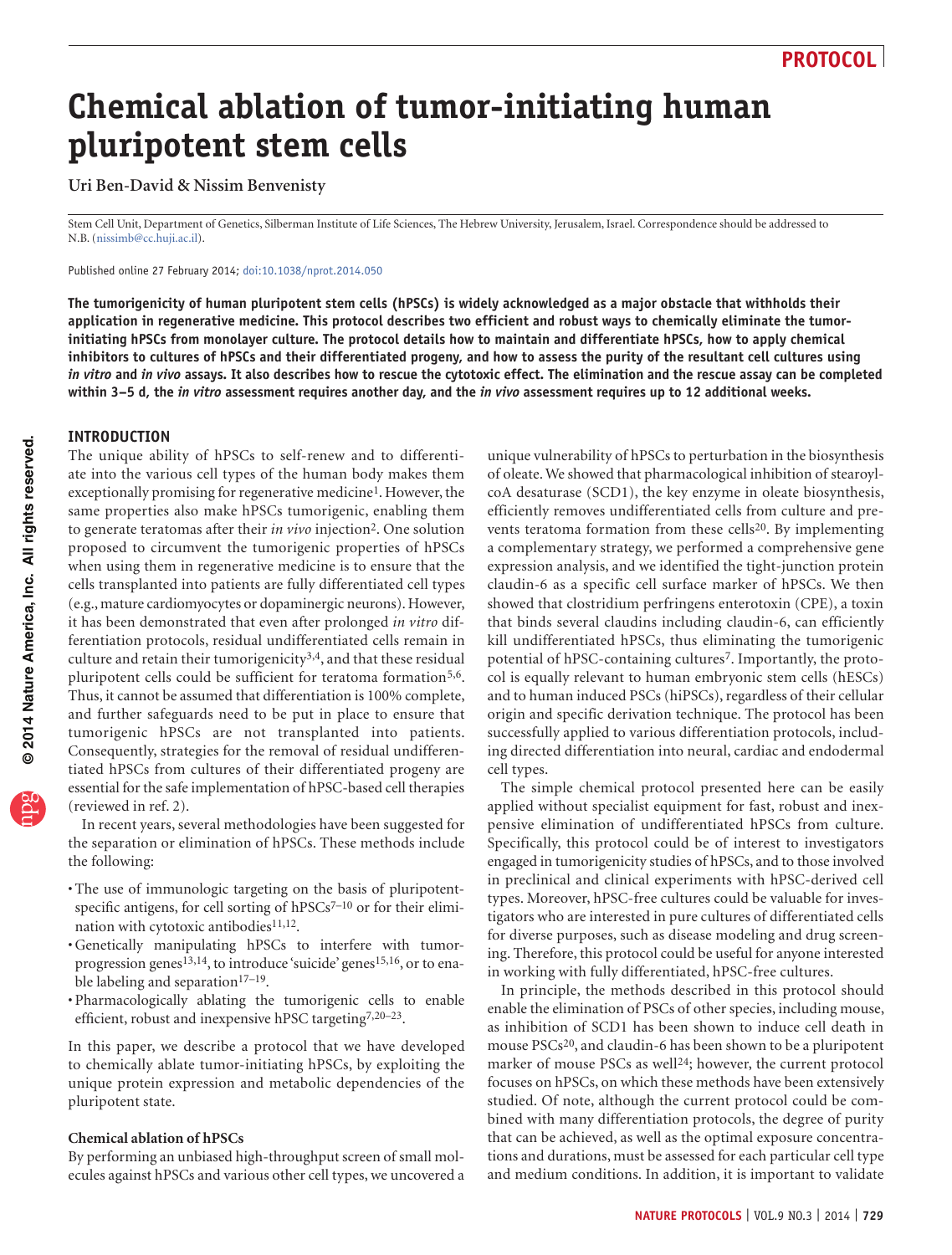PROTOCOL

# Chemical ablation of tumor-initiating human pluripotent stem cells

Uri Ben-David & Nissim Benvenisty

Stem Cell Unit, Department of Genetics, Silberman Institute of Life Sciences, The Hebrew University, Jerusalem, Israel. Correspondence should be addressed to N.B. (nissimb@cc.huji.ac.il).

Published online 27 February 2014; doi:10.1038/nprot.2014.050

**The tumorigenicity of human pluripotent stem cells (hPSCs) is widely acknowledged as a major obstacle that withholds their application in regenerative medicine. This protocol describes two efficient and robust ways to chemically eliminate the tumor-initiating hPSCs from monolayer culture. The protocol details how to maintain and differentiate hPSCs, how to apply chemical inhibitors to cultures of hPSCs and their differentiated progeny, and how to assess the purity of the resultant cell cultures using *in vitro* and *in vivo* assays. It also describes how to rescue the cytotoxic effect. The elimination and the rescue assay can be completed within 3–5 d, the *in vitro* assessment requires another day, and the *in vivo* assessment requires up to 12 additional weeks.**

## INTRODUCTION

The unique ability of hPSCs to self-renew and to differentiate into the various cell types of the human body makes them exceptionally promising for regenerative medicine[1]. However, the same properties also make hPSCs tumorigenic, enabling them to generate teratomas after their *in vivo* injection[2]. One solution proposed to circumvent the tumorigenic properties of hPSCs when using them in regenerative medicine is to ensure that the cells transplanted into patients are fully differentiated cell types (e.g., mature cardiomyocytes or dopaminergic neurons). However, it has been demonstrated that even after prolonged *in vitro* differentiation protocols, residual undifferentiated cells remain in culture and retain their tumorigenicity[3,4], and that these residual pluripotent cells could be sufficient for teratoma formation[5,6]. Thus, it cannot be assumed that differentiation is 100% complete, and further safeguards need to be put in place to ensure that tumorigenic hPSCs are not transplanted into patients. Consequently, strategies for the removal of residual undifferentiated hPSCs from cultures of their differentiated progeny are essential for the safe implementation of hPSC-based cell therapies (reviewed in ref. 2).

In recent years, several methodologies have been suggested for the separation or elimination of hPSCs. These methods include the following:

- The use of immunologic targeting on the basis of pluripotent-specific antigens, for cell sorting of hPSCs[7–10] or for their elimination with cytotoxic antibodies[11,12].
- Genetically manipulating hPSCs to interfere with tumor-progression genes[13,14], to introduce 'suicide' genes[15,16], or to enable labeling and separation[17–19].
- Pharmacologically ablating the tumorigenic cells to enable efficient, robust and inexpensive hPSC targeting[7,20–23].

In this paper, we describe a protocol that we have developed to chemically ablate tumor-initiating hPSCs, by exploiting the unique protein expression and metabolic dependencies of the pluripotent state.

### Chemical ablation of hPSCs

By performing an unbiased high-throughput screen of small molecules against hPSCs and various other cell types, we uncovered a unique vulnerability of hPSCs to perturbation in the biosynthesis of oleate. We showed that pharmacological inhibition of stearoyl-coA desaturase (SCD1), the key enzyme in oleate biosynthesis, efficiently removes undifferentiated cells from culture and prevents teratoma formation from these cells[20]. By implementing a complementary strategy, we performed a comprehensive gene expression analysis, and we identified the tight-junction protein claudin-6 as a specific cell surface marker of hPSCs. We then showed that clostridium perfringens enterotoxin (CPE), a toxin that binds several claudins including claudin-6, can efficiently kill undifferentiated hPSCs, thus eliminating the tumorigenic potential of hPSC-containing cultures[7]. Importantly, the protocol is equally relevant to human embryonic stem cells (hESCs) and to human induced PSCs (hiPSCs), regardless of their cellular origin and specific derivation technique. The protocol has been successfully applied to various differentiation protocols, including directed differentiation into neural, cardiac and endodermal cell types.

The simple chemical protocol presented here can be easily applied without specialist equipment for fast, robust and inexpensive elimination of undifferentiated hPSCs from culture. Specifically, this protocol could be of interest to investigators engaged in tumorigenicity studies of hPSCs, and to those involved in preclinical and clinical experiments with hPSC-derived cell types. Moreover, hPSC-free cultures could be valuable for investigators who are interested in pure cultures of differentiated cells for diverse purposes, such as disease modeling and drug screening. Therefore, this protocol could be useful for anyone interested in working with fully differentiated, hPSC-free cultures.

In principle, the methods described in this protocol should enable the elimination of PSCs of other species, including mouse, as inhibition of SCD1 has been shown to induce cell death in mouse PSCs[20], and claudin-6 has been shown to be a pluripotent marker of mouse PSCs as well[24]; however, the current protocol focuses on hPSCs, on which these methods have been extensively studied. Of note, although the current protocol could be combined with many differentiation protocols, the degree of purity that can be achieved, as well as the optimal exposure concentrations and durations, must be assessed for each particular cell type and medium conditions. In addition, it is important to validate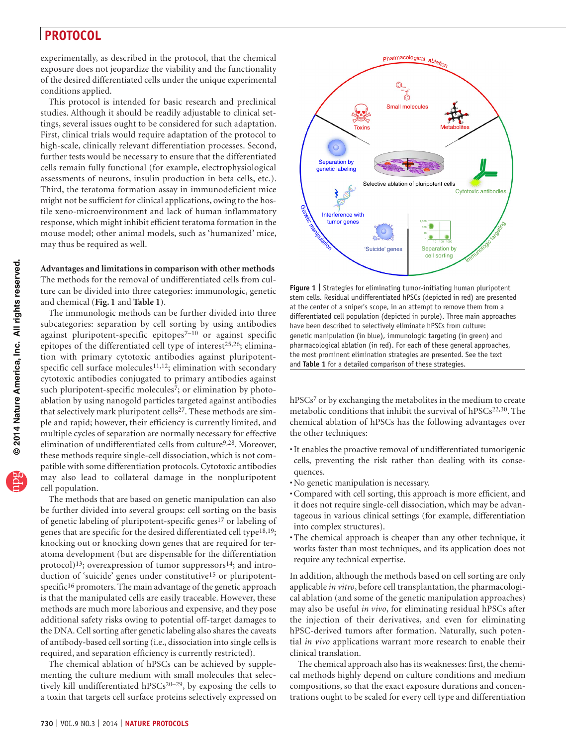experimentally, as described in the protocol, that the chemical exposure does not jeopardize the viability and the functionality of the desired differentiated cells under the unique experimental conditions applied.

This protocol is intended for basic research and preclinical studies. Although it should be readily adjustable to clinical settings, several issues ought to be considered for such adaptation. First, clinical trials would require adaptation of the protocol to high-scale, clinically relevant differentiation processes. Second, further tests would be necessary to ensure that the differentiated cells remain fully functional (for example, electrophysiological assessments of neurons, insulin production in beta cells, etc.). Third, the teratoma formation assay in immunodeficient mice might not be sufficient for clinical applications, owing to the hostile xeno-microenvironment and lack of human inflammatory response, which might inhibit efficient teratoma formation in the mouse model; other animal models, such as 'humanized' mice, may thus be required as well.

### Advantages and limitations in comparison with other methods

The methods for the removal of undifferentiated cells from culture can be divided into three categories: immunologic, genetic and chemical (**Fig. 1** and **Table 1**).

The immunologic methods can be further divided into three subcategories: separation by cell sorting by using antibodies against pluripotent-specific epitopes[7–10] or against specific epitopes of the differentiated cell type of interest[25,26]; elimination with primary cytotoxic antibodies against pluripotent-specific cell surface molecules[11,12]; elimination with secondary cytotoxic antibodies conjugated to primary antibodies against such pluripotent-specific molecules[7]; or elimination by photoablation by using nanogold particles targeted against antibodies that selectively mark pluripotent cells[27]. These methods are simple and rapid; however, their efficiency is currently limited, and multiple cycles of separation are normally necessary for effective elimination of undifferentiated cells from culture[9,28]. Moreover, these methods require single-cell dissociation, which is not compatible with some differentiation protocols. Cytotoxic antibodies may also lead to collateral damage in the nonpluripotent cell population.

The methods that are based on genetic manipulation can also be further divided into several groups: cell sorting on the basis of genetic labeling of pluripotent-specific genes[17] or labeling of genes that are specific for the desired differentiated cell type[18,19]; knocking out or knocking down genes that are required for teratoma development (but are dispensable for the differentiation protocol)[13]; overexpression of tumor suppressors[14]; and introduction of 'suicide' genes under constitutive[15] or pluripotent-specific[16] promoters. The main advantage of the genetic approach is that the manipulated cells are easily traceable. However, these methods are much more laborious and expensive, and they pose additional safety risks owing to potential off-target damages to the DNA. Cell sorting after genetic labeling also shares the caveats of antibody-based cell sorting (i.e., dissociation into single cells is required, and separation efficiency is currently restricted).

The chemical ablation of hPSCs can be achieved by supplementing the culture medium with small molecules that selectively kill undifferentiated hPSCs[20–29], by exposing the cells to a toxin that targets cell surface proteins selectively expressed on hPSCs[7] or by exchanging the metabolites in the medium to create metabolic conditions that inhibit the survival of hPSCs[22,30]. The chemical ablation of hPSCs has the following advantages over the other techniques:

- It enables the proactive removal of undifferentiated tumorigenic cells, preventing the risk rather than dealing with its consequences.
- No genetic manipulation is necessary.
- Compared with cell sorting, this approach is more efficient, and it does not require single-cell dissociation, which may be advantageous in various clinical settings (for example, differentiation into complex structures).
- The chemical approach is cheaper than any other technique, it works faster than most techniques, and its application does not require any technical expertise.

In addition, although the methods based on cell sorting are only applicable *in vitro*, before cell transplantation, the pharmacological ablation (and some of the genetic manipulation approaches) may also be useful *in vivo*, for eliminating residual hPSCs after the injection of their derivatives, and even for eliminating hPSC-derived tumors after formation. Naturally, such potential *in vivo* applications warrant more research to enable their clinical translation.

The chemical approach also has its weaknesses: first, the chemical methods highly depend on culture conditions and medium compositions, so that the exact exposure durations and concentrations ought to be scaled for every cell type and differentiation

Pharmacological ablation
Small molecules
Toxins
Metabolites
Separation by genetic labeling
Selective ablation of pluripotent cells
Cytotoxic antibodies
Interference with tumor genes
Genetic manipulation
'Suicide' genes
Separation by cell sorting
Immunologic targeting
1,000
100
10
1
1 10 100 1000

**Figure 1** | Strategies for eliminating tumor-initiating human pluripotent stem cells. Residual undifferentiated hPSCs (depicted in red) are presented at the center of a sniper's scope, in an attempt to remove them from a differentiated cell population (depicted in purple). Three main approaches have been described to selectively eliminate hPSCs from culture: genetic manipulation (in blue), immunologic targeting (in green) and pharmacological ablation (in red). For each of these general approaches, the most prominent elimination strategies are presented. See the text and **Table 1** for a detailed comparison of these strategies.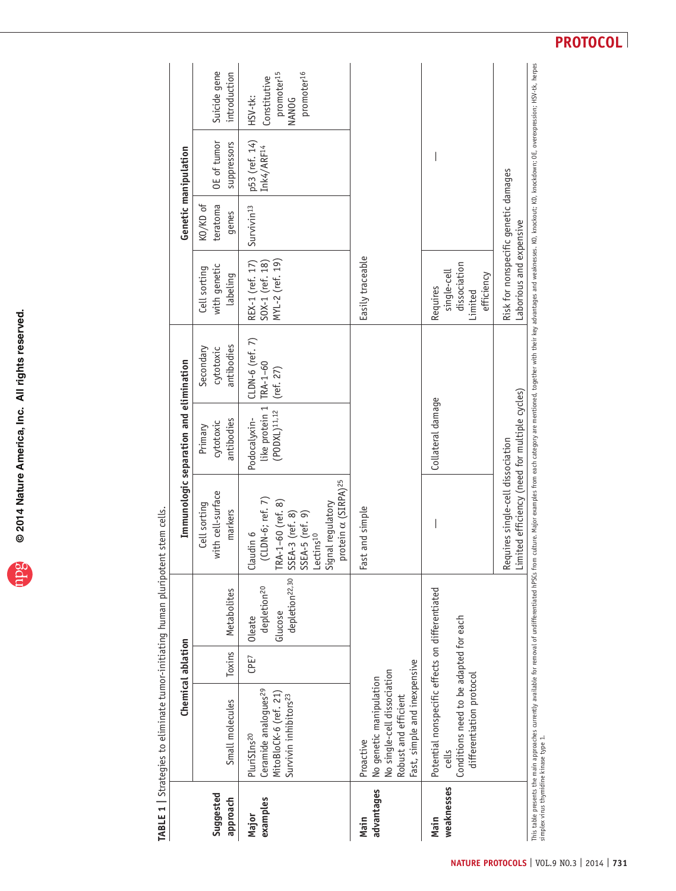**TABLE 1 | Strategies to eliminate tumor-initiating human pluripotent stem cells.**

| | Chemical ablation | | | Immunologic separation and elimination | | | Genetic manipulation | | | |
|---|---|---|---|---|---|---|---|---|---|---|
| **Suggested approach** | Small molecules | Toxins | Metabolites | Cell sorting with cell-surface markers | Primary cytotoxic antibodies | Secondary cytotoxic antibodies | Cell sorting with genetic labeling | KO/KD of teratoma genes | OE of tumor suppressors | Suicide gene introduction |
| **Major examples** | PluriSIns[20]<br>Ceramide analogues[29]<br>MitoBloCK-6 (ref. 21)<br>Survivin inhibitors[23] | CPE[7] | Oleate depletion[20]<br>Glucose depletion[22,30] | Claudin 6 (CLDN-6; ref. 7)<br>TRA-1–60 (ref. 8)<br>SSEA-3 (ref. 8)<br>SSEA-5 (ref. 9)<br>Lectins[10]<br>Signal regulatory protein α (SIRPA)[25] | Podocalyxin-like protein 1 (PODXL)[11,12] | CLDN-6 (ref. 7)<br>TRA-1–60 (ref. 27) | REX-1 (ref. 17)<br>SOX-1 (ref. 18)<br>MYL-2 (ref. 19) | Survivin[13] | p53 (ref. 14)<br>Ink4/ARF[14] | HSV-tk:<br>Constitutive promoter[15]<br>NANOG promoter[16] |
| **Main advantages** | Proactive<br>No genetic manipulation<br>No single-cell dissociation<br>Robust and efficient<br>Fast, simple and inexpensive | | | Fast and simple | | | Easily traceable | | | |
| **Main weaknesses** | Potential nonspecific effects on differentiated cells<br>Conditions need to be adapted for each differentiation protocol | | | — | Collateral damage | | Requires single-cell dissociation<br>Limited efficiency | | — | |
| | | | | Requires single-cell dissociation<br>Limited efficiency (need for multiple cycles) | | | Risk for nonspecific genetic damages<br>Laborious and expensive | | | |

This table presents the main approaches currently available for removal of undifferentiated hPSCs from culture. Major examples from each category are mentioned, together with their key advantages and weaknesses. KO, knockout; KD, knockdown; OE, overexpression; HSV-tk, herpes simplex virus thymidine kinase type 1.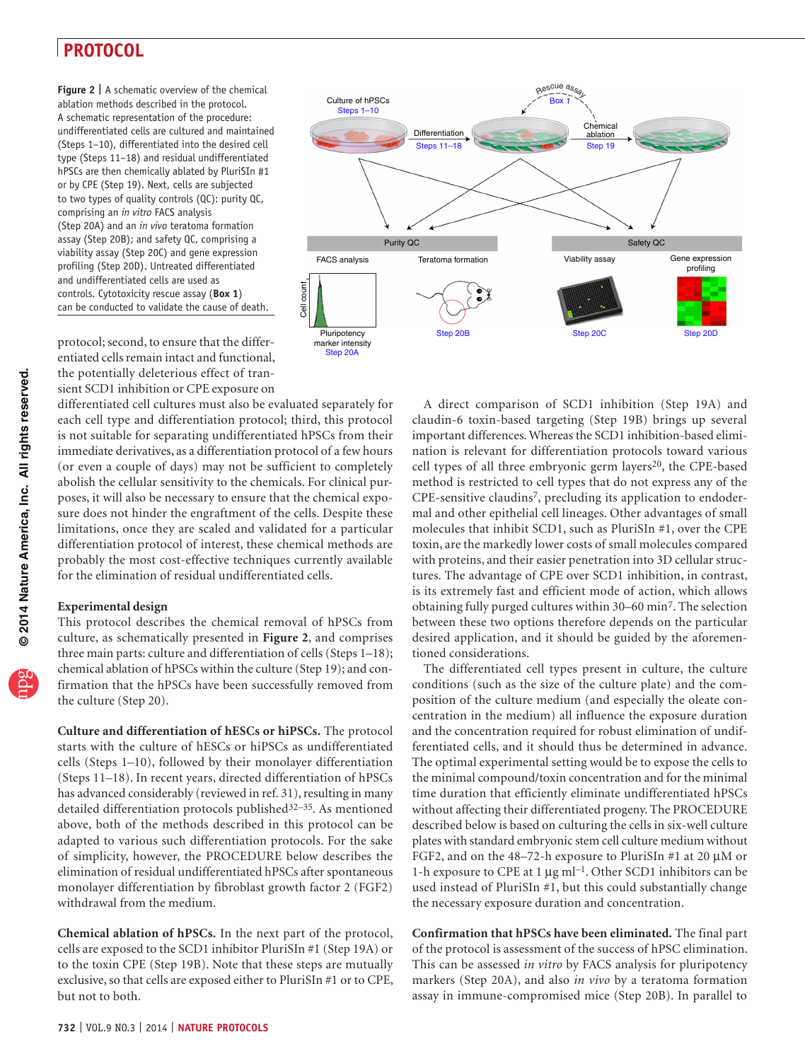**Figure 2 | ** A schematic overview of the chemical ablation methods described in the protocol. A schematic representation of the procedure: undifferentiated cells are cultured and maintained (Steps 1–10), differentiated into the desired cell type (Steps 11–18) and residual undifferentiated hPSCs are then chemically ablated by PluriSIn #1 or by CPE (Step 19). Next, cells are subjected to two types of quality controls (QC): purity QC, comprising an *in vitro* FACS analysis (Step 20A) and an *in vivo* teratoma formation assay (Step 20B); and safety QC, comprising a viability assay (Step 20C) and gene expression profiling (Step 20D). Untreated differentiated and undifferentiated cells are used as controls. Cytotoxicity rescue assay (**Box 1**) can be conducted to validate the cause of death.

protocol; second, to ensure that the differentiated cells remain intact and functional, the potentially deleterious effect of transient SCD1 inhibition or CPE exposure on differentiated cell cultures must also be evaluated separately for each cell type and differentiation protocol; third, this protocol is not suitable for separating undifferentiated hPSCs from their immediate derivatives, as a differentiation protocol of a few hours (or even a couple of days) may not be sufficient to completely abolish the cellular sensitivity to the chemicals. For clinical purposes, it will also be necessary to ensure that the chemical exposure does not hinder the engraftment of the cells. Despite these limitations, once they are scaled and validated for a particular differentiation protocol of interest, these chemical methods are probably the most cost-effective techniques currently available for the elimination of residual undifferentiated cells.

### Experimental design

This protocol describes the chemical removal of hPSCs from culture, as schematically presented in **Figure 2**, and comprises three main parts: culture and differentiation of cells (Steps 1–18); chemical ablation of hPSCs within the culture (Step 19); and confirmation that the hPSCs have been successfully removed from the culture (Step 20).

**Culture and differentiation of hESCs or hiPSCs.** The protocol starts with the culture of hESCs or hiPSCs as undifferentiated cells (Steps 1–10), followed by their monolayer differentiation (Steps 11–18). In recent years, directed differentiation of hPSCs has advanced considerably (reviewed in ref. 31), resulting in many detailed differentiation protocols published[32–35]. As mentioned above, both of the methods described in this protocol can be adapted to various such differentiation protocols. For the sake of simplicity, however, the PROCEDURE below describes the elimination of residual undifferentiated hPSCs after spontaneous monolayer differentiation by fibroblast growth factor 2 (FGF2) withdrawal from the medium.

**Chemical ablation of hPSCs.** In the next part of the protocol, cells are exposed to the SCD1 inhibitor PluriSIn #1 (Step 19A) or to the toxin CPE (Step 19B). Note that these steps are mutually exclusive, so that cells are exposed either to PluriSIn #1 or to CPE, but not to both.

A direct comparison of SCD1 inhibition (Step 19A) and claudin-6 toxin-based targeting (Step 19B) brings up several important differences. Whereas the SCD1 inhibition-based elimination is relevant for differentiation protocols toward various cell types of all three embryonic germ layers[20], the CPE-based method is restricted to cell types that do not express any of the CPE-sensitive claudins[7], precluding its application to endodermal and other epithelial cell lineages. Other advantages of small molecules that inhibit SCD1, such as PluriSIn #1, over the CPE toxin, are the markedly lower costs of small molecules compared with proteins, and their easier penetration into 3D cellular structures. The advantage of CPE over SCD1 inhibition, in contrast, is its extremely fast and efficient mode of action, which allows obtaining fully purged cultures within 30–60 min[7]. The selection between these two options therefore depends on the particular desired application, and it should be guided by the aforementioned considerations.

The differentiated cell types present in culture, the culture conditions (such as the size of the culture plate) and the composition of the culture medium (and especially the oleate concentration in the medium) all influence the exposure duration and the concentration required for robust elimination of undifferentiated cells, and it should thus be determined in advance. The optimal experimental setting would be to expose the cells to the minimal compound/toxin concentration and for the minimal time duration that efficiently eliminate undifferentiated hPSCs without affecting their differentiated progeny. The PROCEDURE described below is based on culturing the cells in six-well culture plates with standard embryonic stem cell culture medium without FGF2, and on the 48–72-h exposure to PluriSIn #1 at 20 μM or 1-h exposure to CPE at 1 μg $ml^{-1}$. Other SCD1 inhibitors can be used instead of PluriSIn #1, but this could substantially change the necessary exposure duration and concentration.

**Confirmation that hPSCs have been eliminated.** The final part of the protocol is assessment of the success of hPSC elimination. This can be assessed *in vitro* by FACS analysis for pluripotency markers (Step 20A), and also *in vivo* by a teratoma formation assay in immune-compromised mice (Step 20B). In parallel to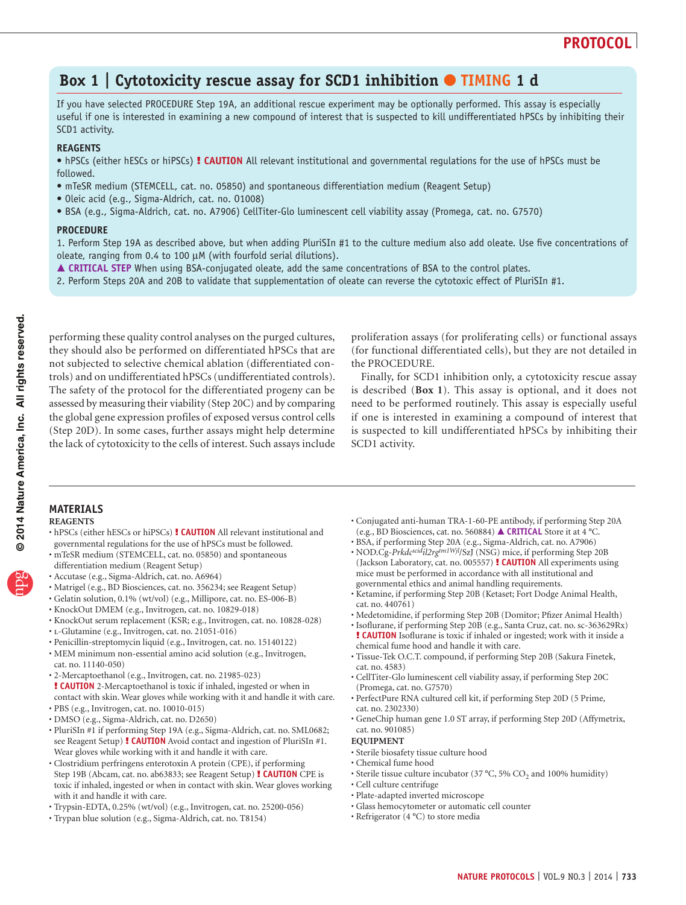## Box 1 | Cytotoxicity rescue assay for SCD1 inhibition ● TIMING 1 d

If you have selected PROCEDURE Step 19A, an additional rescue experiment may be optionally performed. This assay is especially useful if one is interested in examining a new compound of interest that is suspected to kill undifferentiated hPSCs by inhibiting their SCD1 activity.

**REAGENTS**

- hPSCs (either hESCs or hiPSCs) **! CAUTION** All relevant institutional and governmental regulations for the use of hPSCs must be followed.
- mTeSR medium (STEMCELL, cat. no. 05850) and spontaneous differentiation medium (Reagent Setup)
- Oleic acid (e.g., Sigma-Aldrich, cat. no. O1008)
- BSA (e.g., Sigma-Aldrich, cat. no. A7906) CellTiter-Glo luminescent cell viability assay (Promega, cat. no. G7570)

**PROCEDURE**

1. Perform Step 19A as described above, but when adding PluriSIn #1 to the culture medium also add oleate. Use five concentrations of oleate, ranging from 0.4 to 100 μM (with fourfold serial dilutions).

**▲ CRITICAL STEP** When using BSA-conjugated oleate, add the same concentrations of BSA to the control plates.

2. Perform Steps 20A and 20B to validate that supplementation of oleate can reverse the cytotoxic effect of PluriSIn #1.

performing these quality control analyses on the purged cultures, they should also be performed on differentiated hPSCs that are not subjected to selective chemical ablation (differentiated controls) and on undifferentiated hPSCs (undifferentiated controls). The safety of the protocol for the differentiated progeny can be assessed by measuring their viability (Step 20C) and by comparing the global gene expression profiles of exposed versus control cells (Step 20D). In some cases, further assays might help determine the lack of cytotoxicity to the cells of interest. Such assays include proliferation assays (for proliferating cells) or functional assays (for functional differentiated cells), but they are not detailed in the PROCEDURE.

Finally, for SCD1 inhibition only, a cytotoxicity rescue assay is described (**Box 1**). This assay is optional, and it does not need to be performed routinely. This assay is especially useful if one is interested in examining a compound of interest that is suspected to kill undifferentiated hPSCs by inhibiting their SCD1 activity.

## MATERIALS

### REAGENTS

- hPSCs (either hESCs or hiPSCs) **! CAUTION** All relevant institutional and governmental regulations for the use of hPSCs must be followed.
- mTeSR medium (STEMCELL, cat. no. 05850) and spontaneous differentiation medium (Reagent Setup)
- Accutase (e.g., Sigma-Aldrich, cat. no. A6964)
- Matrigel (e.g., BD Biosciences, cat. no. 356234; see Reagent Setup)
- Gelatin solution, 0.1% (wt/vol) (e.g., Millipore, cat. no. ES-006-B)
- KnockOut DMEM (e.g., Invitrogen, cat. no. 10829-018)
- KnockOut serum replacement (KSR; e.g., Invitrogen, cat. no. 10828-028)
- L-Glutamine (e.g., Invitrogen, cat. no. 21051-016)
- Penicillin-streptomycin liquid (e.g., Invitrogen, cat. no. 15140122)
- MEM minimum non-essential amino acid solution (e.g., Invitrogen, cat. no. 11140-050)
- 2-Mercaptoethanol (e.g., Invitrogen, cat. no. 21985-023) **! CAUTION** 2-Mercaptoethanol is toxic if inhaled, ingested or when in contact with skin. Wear gloves while working with it and handle it with care.
- PBS (e.g., Invitrogen, cat. no. 10010-015)
- DMSO (e.g., Sigma-Aldrich, cat. no. D2650)
- PluriSIn #1 if performing Step 19A (e.g., Sigma-Aldrich, cat. no. SML0682; see Reagent Setup) **! CAUTION** Avoid contact and ingestion of PluriSIn #1. Wear gloves while working with it and handle it with care.
- Clostridium perfringens enterotoxin A protein (CPE), if performing Step 19B (Abcam, cat. no. ab63833; see Reagent Setup) **! CAUTION** CPE is toxic if inhaled, ingested or when in contact with skin. Wear gloves working with it and handle it with care.
- Trypsin-EDTA, 0.25% (wt/vol) (e.g., Invitrogen, cat. no. 25200-056)
- Trypan blue solution (e.g., Sigma-Aldrich, cat. no. T8154)
- Conjugated anti-human TRA-1-60-PE antibody, if performing Step 20A (e.g., BD Biosciences, cat. no. 560884) **▲ CRITICAL** Store it at 4 °C.
- BSA, if performing Step 20A (e.g., Sigma-Aldrich, cat. no. A7906)
- NOD.Cg-*Prkdc*$^{scid}$*il2rg*$^{tm1Wjl}$/SzJ (NSG) mice, if performing Step 20B (Jackson Laboratory, cat. no. 005557) **! CAUTION** All experiments using mice must be performed in accordance with all institutional and governmental ethics and animal handling requirements.
- Ketamine, if performing Step 20B (Ketaset; Fort Dodge Animal Health, cat. no. 440761)
- Medetomidine, if performing Step 20B (Domitor; Pfizer Animal Health)
- Isoflurane, if performing Step 20B (e.g., Santa Cruz, cat. no. sc-363629Rx) **! CAUTION** Isoflurane is toxic if inhaled or ingested; work with it inside a chemical fume hood and handle it with care.
- Tissue-Tek O.C.T. compound, if performing Step 20B (Sakura Finetek, cat. no. 4583)
- CellTiter-Glo luminescent cell viability assay, if performing Step 20C (Promega, cat. no. G7570)
- PerfectPure RNA cultured cell kit, if performing Step 20D (5 Prime, cat. no. 2302330)
- GeneChip human gene 1.0 ST array, if performing Step 20D (Affymetrix, cat. no. 901085)

### EQUIPMENT

- Sterile biosafety tissue culture hood
- Chemical fume hood
- Sterile tissue culture incubator (37 °C, 5% $CO_2$ and 100% humidity)
- Cell culture centrifuge
- Plate-adapted inverted microscope
- Glass hemocytometer or automatic cell counter
- Refrigerator (4 °C) to store media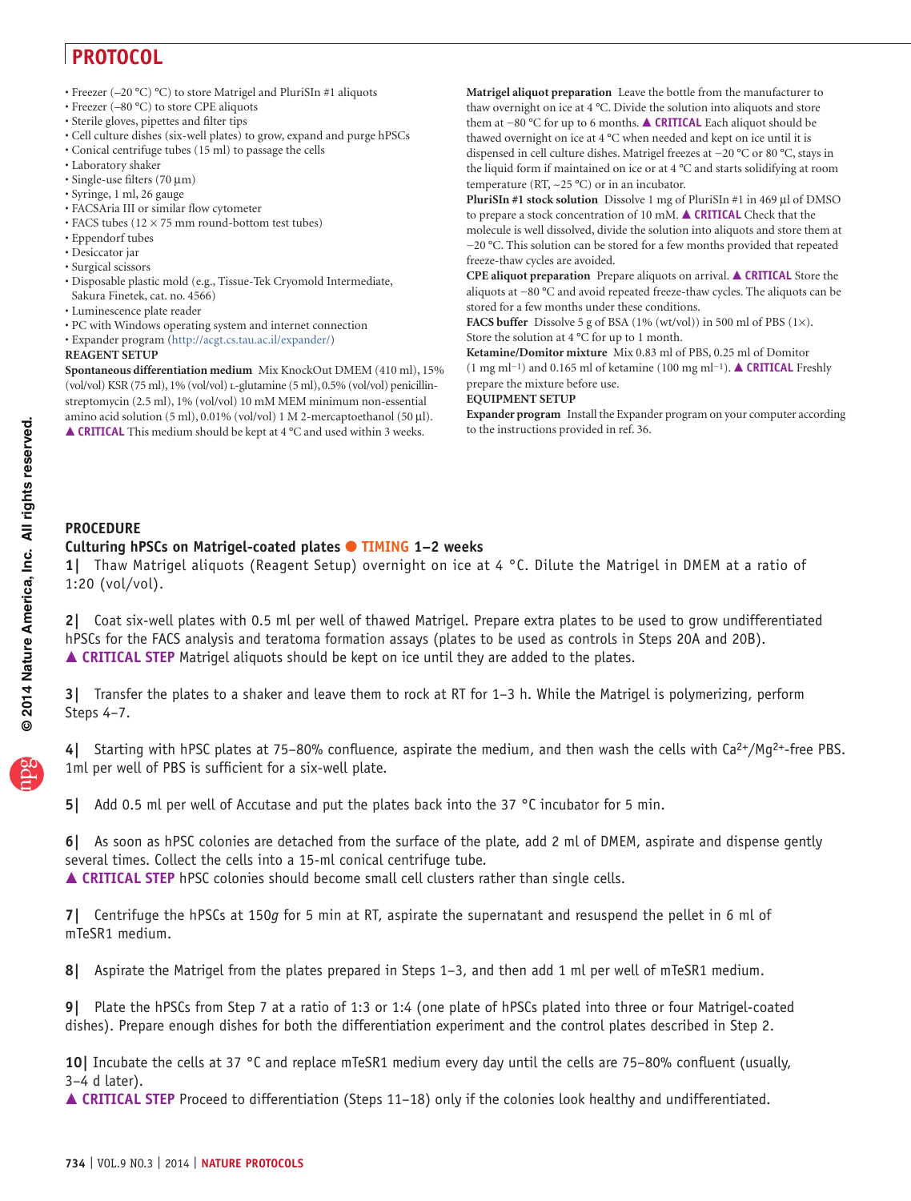- Freezer (–20 °C) °C) to store Matrigel and PluriSIn #1 aliquots
- Freezer (–80 °C) to store CPE aliquots
- Sterile gloves, pipettes and filter tips
- Cell culture dishes (six-well plates) to grow, expand and purge hPSCs
- Conical centrifuge tubes (15 ml) to passage the cells
- Laboratory shaker
- Single-use filters (70 μm)
- Syringe, 1 ml, 26 gauge
- FACSAria III or similar flow cytometer
- FACS tubes (12 × 75 mm round-bottom test tubes)
- Eppendorf tubes
- Desiccator jar
- Surgical scissors
- Disposable plastic mold (e.g., Tissue-Tek Cryomold Intermediate, Sakura Finetek, cat. no. 4566)
- Luminescence plate reader
- PC with Windows operating system and internet connection
- Expander program (http://acgt.cs.tau.ac.il/expander/)

**REAGENT SETUP**

**Spontaneous differentiation medium** Mix KnockOut DMEM (410 ml), 15% (vol/vol) KSR (75 ml), 1% (vol/vol) L-glutamine (5 ml), 0.5% (vol/vol) penicillin-streptomycin (2.5 ml), 1% (vol/vol) 10 mM MEM minimum non-essential amino acid solution (5 ml), 0.01% (vol/vol) 1 M 2-mercaptoethanol (50 μl). ▲ CRITICAL This medium should be kept at 4 °C and used within 3 weeks.

**Matrigel aliquot preparation** Leave the bottle from the manufacturer to thaw overnight on ice at 4 °C. Divide the solution into aliquots and store them at −80 °C for up to 6 months. ▲ CRITICAL Each aliquot should be thawed overnight on ice at 4 °C when needed and kept on ice until it is dispensed in cell culture dishes. Matrigel freezes at −20 °C or 80 °C, stays in the liquid form if maintained on ice or at 4 °C and starts solidifying at room temperature (RT, ~25 °C) or in an incubator.

**PluriSIn #1 stock solution** Dissolve 1 mg of PluriSIn #1 in 469 μl of DMSO to prepare a stock concentration of 10 mM. ▲ CRITICAL Check that the molecule is well dissolved, divide the solution into aliquots and store them at −20 °C. This solution can be stored for a few months provided that repeated freeze-thaw cycles are avoided.

**CPE aliquot preparation** Prepare aliquots on arrival. ▲ CRITICAL Store the aliquots at −80 °C and avoid repeated freeze-thaw cycles. The aliquots can be stored for a few months under these conditions.

**FACS buffer** Dissolve 5 g of BSA (1% (wt/vol)) in 500 ml of PBS (1×). Store the solution at 4 °C for up to 1 month.

**Ketamine/Domitor mixture** Mix 0.83 ml of PBS, 0.25 ml of Domitor (1 mg $ml^{-1}$) and 0.165 ml of ketamine (100 mg $ml^{-1}$). ▲ CRITICAL Freshly prepare the mixture before use.

**EQUIPMENT SETUP**

**Expander program** Install the Expander program on your computer according to the instructions provided in ref. 36.

## PROCEDURE

### Culturing hPSCs on Matrigel-coated plates ● TIMING 1–2 weeks

**1|** Thaw Matrigel aliquots (Reagent Setup) overnight on ice at 4 °C. Dilute the Matrigel in DMEM at a ratio of 1:20 (vol/vol).

**2|** Coat six-well plates with 0.5 ml per well of thawed Matrigel. Prepare extra plates to be used to grow undifferentiated hPSCs for the FACS analysis and teratoma formation assays (plates to be used as controls in Steps 20A and 20B).
▲ CRITICAL STEP Matrigel aliquots should be kept on ice until they are added to the plates.

**3|** Transfer the plates to a shaker and leave them to rock at RT for 1–3 h. While the Matrigel is polymerizing, perform Steps 4–7.

**4|** Starting with hPSC plates at 75–80% confluence, aspirate the medium, and then wash the cells with $Ca^{2+}$/$Mg^{2+}$-free PBS. 1ml per well of PBS is sufficient for a six-well plate.

**5|** Add 0.5 ml per well of Accutase and put the plates back into the 37 °C incubator for 5 min.

**6|** As soon as hPSC colonies are detached from the surface of the plate, add 2 ml of DMEM, aspirate and dispense gently several times. Collect the cells into a 15-ml conical centrifuge tube.
▲ CRITICAL STEP hPSC colonies should become small cell clusters rather than single cells.

**7|** Centrifuge the hPSCs at 150*g* for 5 min at RT, aspirate the supernatant and resuspend the pellet in 6 ml of mTeSR1 medium.

**8|** Aspirate the Matrigel from the plates prepared in Steps 1–3, and then add 1 ml per well of mTeSR1 medium.

**9|** Plate the hPSCs from Step 7 at a ratio of 1:3 or 1:4 (one plate of hPSCs plated into three or four Matrigel-coated dishes). Prepare enough dishes for both the differentiation experiment and the control plates described in Step 2.

**10|** Incubate the cells at 37 °C and replace mTeSR1 medium every day until the cells are 75–80% confluent (usually, 3–4 d later).
▲ CRITICAL STEP Proceed to differentiation (Steps 11–18) only if the colonies look healthy and undifferentiated.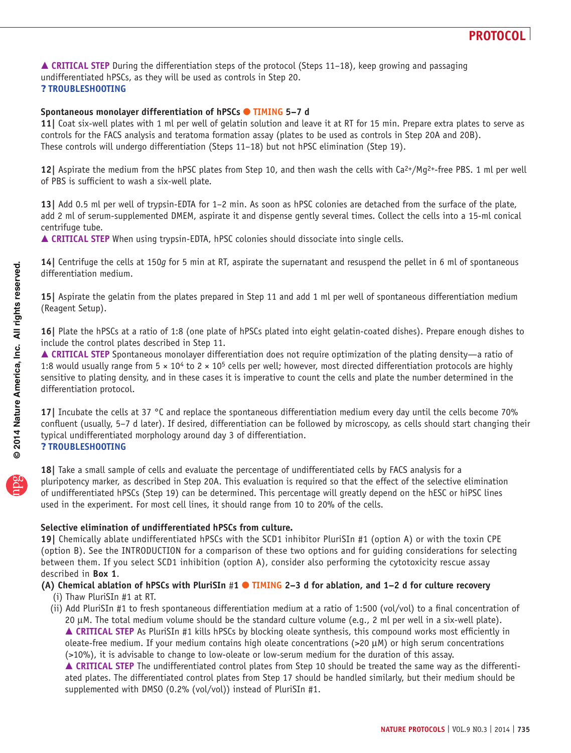▲ **CRITICAL STEP** During the differentiation steps of the protocol (Steps 11–18), keep growing and passaging undifferentiated hPSCs, as they will be used as controls in Step 20.
**? TROUBLESHOOTING**

**Spontaneous monolayer differentiation of hPSCs ● TIMING 5–7 d**

**11|** Coat six-well plates with 1 ml per well of gelatin solution and leave it at RT for 15 min. Prepare extra plates to serve as controls for the FACS analysis and teratoma formation assay (plates to be used as controls in Step 20A and 20B). These controls will undergo differentiation (Steps 11–18) but not hPSC elimination (Step 19).

**12|** Aspirate the medium from the hPSC plates from Step 10, and then wash the cells with $Ca^{2+}/Mg^{2+}$-free PBS. 1 ml per well of PBS is sufficient to wash a six-well plate.

**13|** Add 0.5 ml per well of trypsin-EDTA for 1–2 min. As soon as hPSC colonies are detached from the surface of the plate, add 2 ml of serum-supplemented DMEM, aspirate it and dispense gently several times. Collect the cells into a 15-ml conical centrifuge tube.
▲ **CRITICAL STEP** When using trypsin-EDTA, hPSC colonies should dissociate into single cells.

**14|** Centrifuge the cells at 150*g* for 5 min at RT, aspirate the supernatant and resuspend the pellet in 6 ml of spontaneous differentiation medium.

**15|** Aspirate the gelatin from the plates prepared in Step 11 and add 1 ml per well of spontaneous differentiation medium (Reagent Setup).

**16|** Plate the hPSCs at a ratio of 1:8 (one plate of hPSCs plated into eight gelatin-coated dishes). Prepare enough dishes to include the control plates described in Step 11.
▲ **CRITICAL STEP** Spontaneous monolayer differentiation does not require optimization of the plating density—a ratio of 1:8 would usually range from $5 \times 10^4$ to $2 \times 10^5$ cells per well; however, most directed differentiation protocols are highly sensitive to plating density, and in these cases it is imperative to count the cells and plate the number determined in the differentiation protocol.

**17|** Incubate the cells at 37 °C and replace the spontaneous differentiation medium every day until the cells become 70% confluent (usually, 5–7 d later). If desired, differentiation can be followed by microscopy, as cells should start changing their typical undifferentiated morphology around day 3 of differentiation.
**? TROUBLESHOOTING**

**18|** Take a small sample of cells and evaluate the percentage of undifferentiated cells by FACS analysis for a pluripotency marker, as described in Step 20A. This evaluation is required so that the effect of the selective elimination of undifferentiated hPSCs (Step 19) can be determined. This percentage will greatly depend on the hESC or hiPSC lines used in the experiment. For most cell lines, it should range from 10 to 20% of the cells.

**Selective elimination of undifferentiated hPSCs from culture.**

**19|** Chemically ablate undifferentiated hPSCs with the SCD1 inhibitor PluriSIn #1 (option A) or with the toxin CPE (option B). See the INTRODUCTION for a comparison of these two options and for guiding considerations for selecting between them. If you select SCD1 inhibition (option A), consider also performing the cytotoxicity rescue assay described in **Box 1**.

**(A) Chemical ablation of hPSCs with PluriSIn #1 ● TIMING 2–3 d for ablation, and 1–2 d for culture recovery**

(i) Thaw PluriSIn #1 at RT.

(ii) Add PluriSIn #1 to fresh spontaneous differentiation medium at a ratio of 1:500 (vol/vol) to a final concentration of 20 μM. The total medium volume should be the standard culture volume (e.g., 2 ml per well in a six-well plate).
▲ **CRITICAL STEP** As PluriSIn #1 kills hPSCs by blocking oleate synthesis, this compound works most efficiently in oleate-free medium. If your medium contains high oleate concentrations (>20 μM) or high serum concentrations (>10%), it is advisable to change to low-oleate or low-serum medium for the duration of this assay.
▲ **CRITICAL STEP** The undifferentiated control plates from Step 10 should be treated the same way as the differentiated plates. The differentiated control plates from Step 17 should be handled similarly, but their medium should be supplemented with DMSO (0.2% (vol/vol)) instead of PluriSIn #1.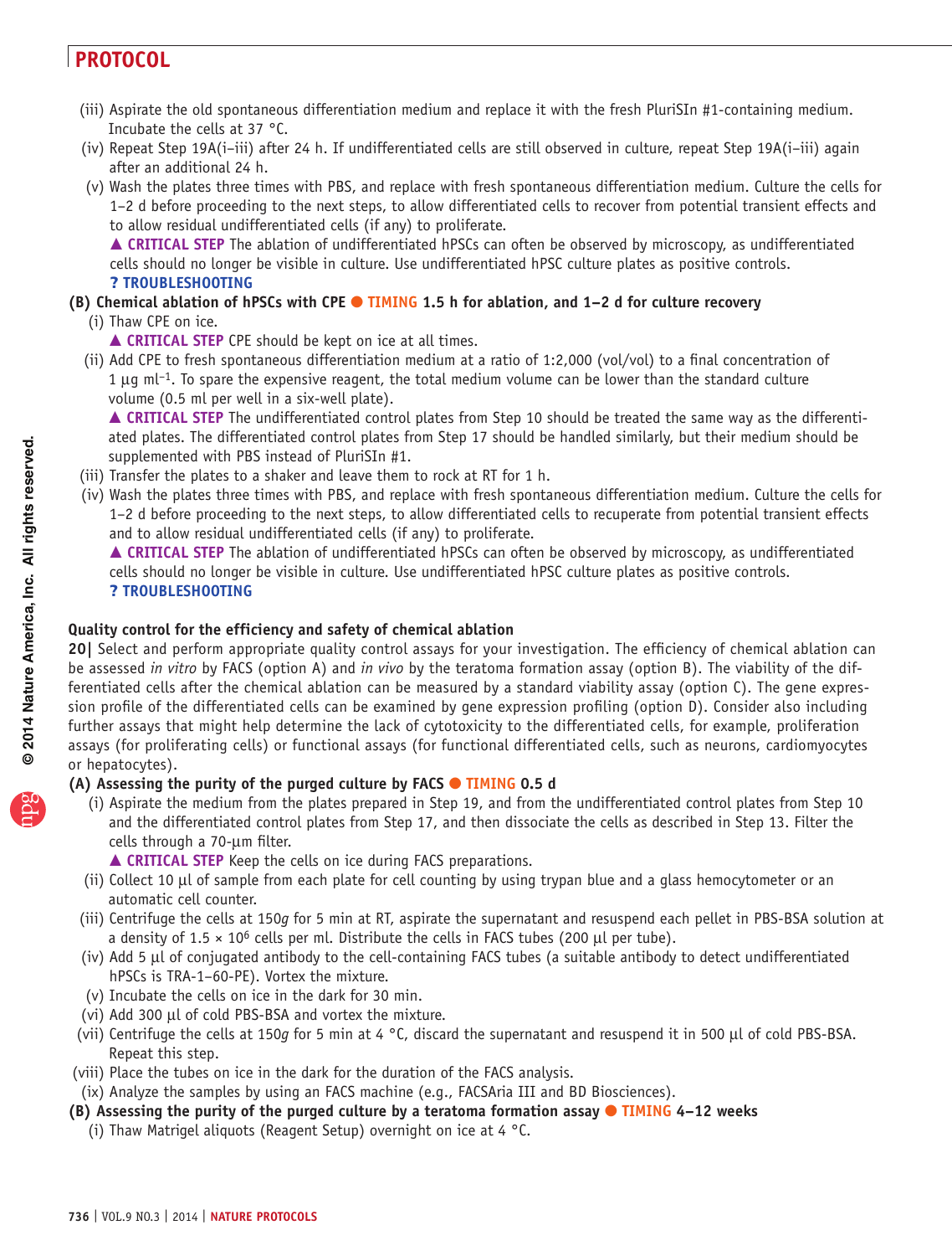(iii) Aspirate the old spontaneous differentiation medium and replace it with the fresh PluriSIn #1-containing medium. Incubate the cells at 37 °C.

(iv) Repeat Step 19A(i–iii) after 24 h. If undifferentiated cells are still observed in culture, repeat Step 19A(i–iii) again after an additional 24 h.

(v) Wash the plates three times with PBS, and replace with fresh spontaneous differentiation medium. Culture the cells for 1–2 d before proceeding to the next steps, to allow differentiated cells to recover from potential transient effects and to allow residual undifferentiated cells (if any) to proliferate.

**▲ CRITICAL STEP** The ablation of undifferentiated hPSCs can often be observed by microscopy, as undifferentiated cells should no longer be visible in culture. Use undifferentiated hPSC culture plates as positive controls.

**? TROUBLESHOOTING**

**(B) Chemical ablation of hPSCs with CPE ● TIMING 1.5 h for ablation, and 1–2 d for culture recovery**

(i) Thaw CPE on ice.

**▲ CRITICAL STEP** CPE should be kept on ice at all times.

(ii) Add CPE to fresh spontaneous differentiation medium at a ratio of 1:2,000 (vol/vol) to a final concentration of 1 μg $ml^{-1}$. To spare the expensive reagent, the total medium volume can be lower than the standard culture volume (0.5 ml per well in a six-well plate).

**▲ CRITICAL STEP** The undifferentiated control plates from Step 10 should be treated the same way as the differentiated plates. The differentiated control plates from Step 17 should be handled similarly, but their medium should be supplemented with PBS instead of PluriSIn #1.

(iii) Transfer the plates to a shaker and leave them to rock at RT for 1 h.

(iv) Wash the plates three times with PBS, and replace with fresh spontaneous differentiation medium. Culture the cells for 1–2 d before proceeding to the next steps, to allow differentiated cells to recuperate from potential transient effects and to allow residual undifferentiated cells (if any) to proliferate.

**▲ CRITICAL STEP** The ablation of undifferentiated hPSCs can often be observed by microscopy, as undifferentiated cells should no longer be visible in culture. Use undifferentiated hPSC culture plates as positive controls.

**? TROUBLESHOOTING**

### Quality control for the efficiency and safety of chemical ablation

**20|** Select and perform appropriate quality control assays for your investigation. The efficiency of chemical ablation can be assessed *in vitro* by FACS (option A) and *in vivo* by the teratoma formation assay (option B). The viability of the differentiated cells after the chemical ablation can be measured by a standard viability assay (option C). The gene expression profile of the differentiated cells can be examined by gene expression profiling (option D). Consider also including further assays that might help determine the lack of cytotoxicity to the differentiated cells, for example, proliferation assays (for proliferating cells) or functional assays (for functional differentiated cells, such as neurons, cardiomyocytes or hepatocytes).

**(A) Assessing the purity of the purged culture by FACS ● TIMING 0.5 d**

(i) Aspirate the medium from the plates prepared in Step 19, and from the undifferentiated control plates from Step 10 and the differentiated control plates from Step 17, and then dissociate the cells as described in Step 13. Filter the cells through a 70-μm filter.

**▲ CRITICAL STEP** Keep the cells on ice during FACS preparations.

(ii) Collect 10 μl of sample from each plate for cell counting by using trypan blue and a glass hemocytometer or an automatic cell counter.

(iii) Centrifuge the cells at 150*g* for 5 min at RT, aspirate the supernatant and resuspend each pellet in PBS-BSA solution at a density of $1.5 \times 10^6$ cells per ml. Distribute the cells in FACS tubes (200 μl per tube).

(iv) Add 5 μl of conjugated antibody to the cell-containing FACS tubes (a suitable antibody to detect undifferentiated hPSCs is TRA-1–60-PE). Vortex the mixture.

(v) Incubate the cells on ice in the dark for 30 min.

(vi) Add 300 μl of cold PBS-BSA and vortex the mixture.

(vii) Centrifuge the cells at 150*g* for 5 min at 4 °C, discard the supernatant and resuspend it in 500 μl of cold PBS-BSA. Repeat this step.

(viii) Place the tubes on ice in the dark for the duration of the FACS analysis.

(ix) Analyze the samples by using an FACS machine (e.g., FACSAria III and BD Biosciences).

**(B) Assessing the purity of the purged culture by a teratoma formation assay ● TIMING 4–12 weeks**

(i) Thaw Matrigel aliquots (Reagent Setup) overnight on ice at 4 °C.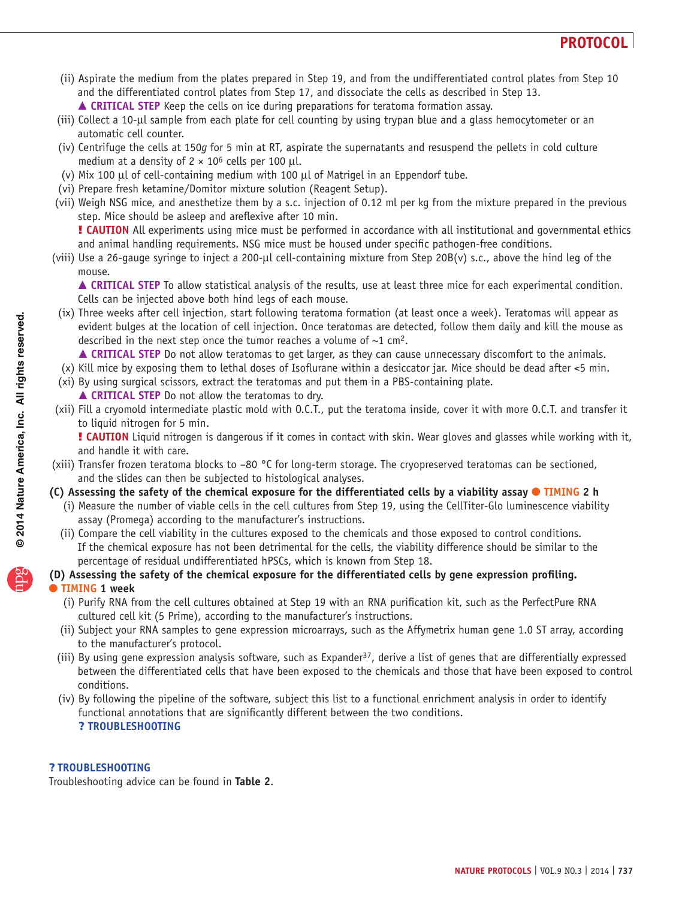(ii) Aspirate the medium from the plates prepared in Step 19, and from the undifferentiated control plates from Step 10 and the differentiated control plates from Step 17, and dissociate the cells as described in Step 13.

▲ **CRITICAL STEP** Keep the cells on ice during preparations for teratoma formation assay.

(iii) Collect a 10-μl sample from each plate for cell counting by using trypan blue and a glass hemocytometer or an automatic cell counter.

(iv) Centrifuge the cells at 150*g* for 5 min at RT, aspirate the supernatants and resuspend the pellets in cold culture medium at a density of $2 \times 10^6$ cells per 100 μl.

(v) Mix 100 μl of cell-containing medium with 100 μl of Matrigel in an Eppendorf tube.

(vi) Prepare fresh ketamine/Domitor mixture solution (Reagent Setup).

(vii) Weigh NSG mice, and anesthetize them by a s.c. injection of 0.12 ml per kg from the mixture prepared in the previous step. Mice should be asleep and areflexive after 10 min.

**! CAUTION** All experiments using mice must be performed in accordance with all institutional and governmental ethics and animal handling requirements. NSG mice must be housed under specific pathogen-free conditions.

(viii) Use a 26-gauge syringe to inject a 200-μl cell-containing mixture from Step 20B(v) s.c., above the hind leg of the mouse.

▲ **CRITICAL STEP** To allow statistical analysis of the results, use at least three mice for each experimental condition. Cells can be injected above both hind legs of each mouse.

(ix) Three weeks after cell injection, start following teratoma formation (at least once a week). Teratomas will appear as evident bulges at the location of cell injection. Once teratomas are detected, follow them daily and kill the mouse as described in the next step once the tumor reaches a volume of ~1 $cm^2$.

▲ **CRITICAL STEP** Do not allow teratomas to get larger, as they can cause unnecessary discomfort to the animals.

(x) Kill mice by exposing them to lethal doses of Isoflurane within a desiccator jar. Mice should be dead after <5 min.

(xi) By using surgical scissors, extract the teratomas and put them in a PBS-containing plate.

▲ **CRITICAL STEP** Do not allow the teratomas to dry.

(xii) Fill a cryomold intermediate plastic mold with O.C.T., put the teratoma inside, cover it with more O.C.T. and transfer it to liquid nitrogen for 5 min.

**! CAUTION** Liquid nitrogen is dangerous if it comes in contact with skin. Wear gloves and glasses while working with it, and handle it with care.

(xiii) Transfer frozen teratoma blocks to −80 °C for long-term storage. The cryopreserved teratomas can be sectioned, and the slides can then be subjected to histological analyses.

**(C) Assessing the safety of the chemical exposure for the differentiated cells by a viability assay** ● **TIMING 2 h**

(i) Measure the number of viable cells in the cell cultures from Step 19, using the CellTiter-Glo luminescence viability assay (Promega) according to the manufacturer's instructions.

(ii) Compare the cell viability in the cultures exposed to the chemicals and those exposed to control conditions. If the chemical exposure has not been detrimental for the cells, the viability difference should be similar to the percentage of residual undifferentiated hPSCs, which is known from Step 18.

**(D) Assessing the safety of the chemical exposure for the differentiated cells by gene expression profiling.** ● **TIMING 1 week**

(i) Purify RNA from the cell cultures obtained at Step 19 with an RNA purification kit, such as the PerfectPure RNA cultured cell kit (5 Prime), according to the manufacturer's instructions.

(ii) Subject your RNA samples to gene expression microarrays, such as the Affymetrix human gene 1.0 ST array, according to the manufacturer's protocol.

(iii) By using gene expression analysis software, such as Expander[37], derive a list of genes that are differentially expressed between the differentiated cells that have been exposed to the chemicals and those that have been exposed to control conditions.

(iv) By following the pipeline of the software, subject this list to a functional enrichment analysis in order to identify functional annotations that are significantly different between the two conditions.

**? TROUBLESHOOTING**

**? TROUBLESHOOTING**

Troubleshooting advice can be found in **Table 2**.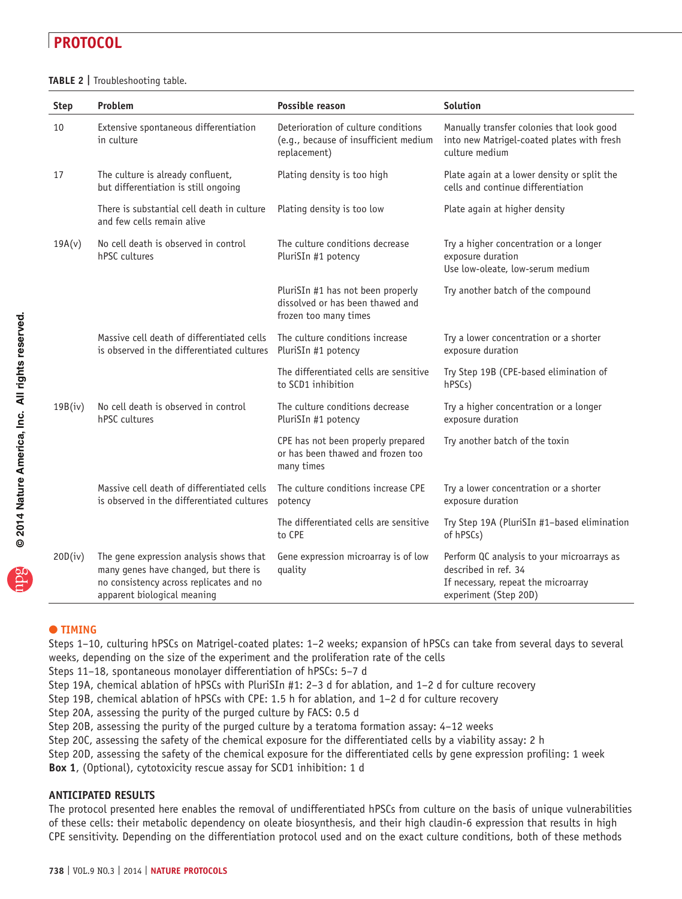**TABLE 2 |** Troubleshooting table.

| Step | Problem | Possible reason | Solution |
|---|---|---|---|
| 10 | Extensive spontaneous differentiation in culture | Deterioration of culture conditions (e.g., because of insufficient medium replacement) | Manually transfer colonies that look good into new Matrigel-coated plates with fresh culture medium |
| 17 | The culture is already confluent, but differentiation is still ongoing | Plating density is too high | Plate again at a lower density or split the cells and continue differentiation |
| | There is substantial cell death in culture and few cells remain alive | Plating density is too low | Plate again at higher density |
| 19A(v) | No cell death is observed in control hPSC cultures | The culture conditions decrease PluriSIn #1 potency | Try a higher concentration or a longer exposure duration<br>Use low-oleate, low-serum medium |
| | | PluriSIn #1 has not been properly dissolved or has been thawed and frozen too many times | Try another batch of the compound |
| | Massive cell death of differentiated cells is observed in the differentiated cultures | The culture conditions increase PluriSIn #1 potency | Try a lower concentration or a shorter exposure duration |
| | | The differentiated cells are sensitive to SCD1 inhibition | Try Step 19B (CPE-based elimination of hPSCs) |
| 19B(iv) | No cell death is observed in control hPSC cultures | The culture conditions decrease PluriSIn #1 potency | Try a higher concentration or a longer exposure duration |
| | | CPE has not been properly prepared or has been thawed and frozen too many times | Try another batch of the toxin |
| | Massive cell death of differentiated cells is observed in the differentiated cultures | The culture conditions increase CPE potency | Try a lower concentration or a shorter exposure duration |
| | | The differentiated cells are sensitive to CPE | Try Step 19A (PluriSIn #1–based elimination of hPSCs) |
| 20D(iv) | The gene expression analysis shows that many genes have changed, but there is no consistency across replicates and no apparent biological meaning | Gene expression microarray is of low quality | Perform QC analysis to your microarrays as described in ref. 34<br>If necessary, repeat the microarray experiment (Step 20D) |

## ● TIMING

Steps 1–10, culturing hPSCs on Matrigel-coated plates: 1–2 weeks; expansion of hPSCs can take from several days to several weeks, depending on the size of the experiment and the proliferation rate of the cells

Steps 11–18, spontaneous monolayer differentiation of hPSCs: 5–7 d

Step 19A, chemical ablation of hPSCs with PluriSIn #1: 2–3 d for ablation, and 1–2 d for culture recovery

Step 19B, chemical ablation of hPSCs with CPE: 1.5 h for ablation, and 1–2 d for culture recovery

Step 20A, assessing the purity of the purged culture by FACS: 0.5 d

Step 20B, assessing the purity of the purged culture by a teratoma formation assay: 4–12 weeks

Step 20C, assessing the safety of the chemical exposure for the differentiated cells by a viability assay: 2 h

Step 20D, assessing the safety of the chemical exposure for the differentiated cells by gene expression profiling: 1 week

**Box 1**, (Optional), cytotoxicity rescue assay for SCD1 inhibition: 1 d

## ANTICIPATED RESULTS

The protocol presented here enables the removal of undifferentiated hPSCs from culture on the basis of unique vulnerabilities of these cells: their metabolic dependency on oleate biosynthesis, and their high claudin-6 expression that results in high CPE sensitivity. Depending on the differentiation protocol used and on the exact culture conditions, both of these methods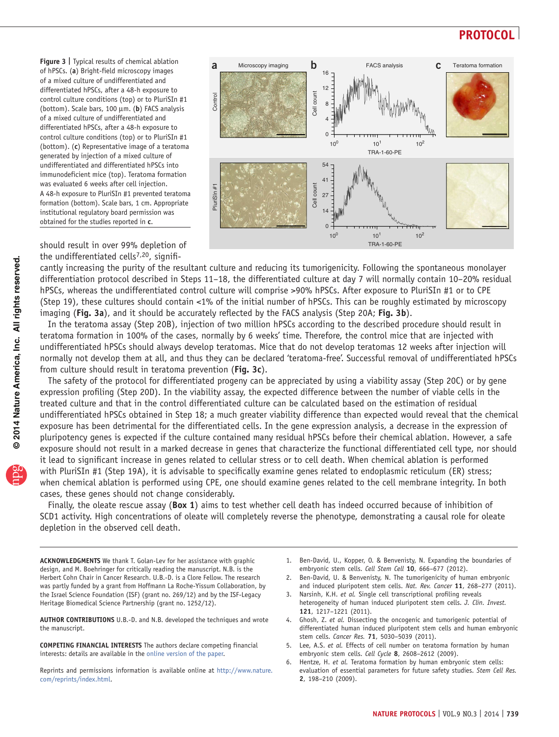**Figure 3 | Typical results of chemical ablation of hPSCs.** (**a**) Bright-field microscopy images of a mixed culture of undifferentiated and differentiated hPSCs, after a 48-h exposure to control culture conditions (top) or to PluriSIn #1 (bottom). Scale bars, 100 μm. (**b**) FACS analysis of a mixed culture of undifferentiated and differentiated hPSCs, after a 48-h exposure to control culture conditions (top) or to PluriSIn #1 (bottom). (**c**) Representative image of a teratoma generated by injection of a mixed culture of undifferentiated and differentiated hPSCs into immunodeficient mice (top). Teratoma formation was evaluated 6 weeks after cell injection. A 48-h exposure to PluriSIn #1 prevented teratoma formation (bottom). Scale bars, 1 cm. Appropriate institutional regulatory board permission was obtained for the studies reported in **c**.

should result in over 99% depletion of the undifferentiated cells[7,20], significantly increasing the purity of the resultant culture and reducing its tumorigenicity. Following the spontaneous monolayer differentiation protocol described in Steps 11–18, the differentiated culture at day 7 will normally contain 10–20% residual hPSCs, whereas the undifferentiated control culture will comprise >90% hPSCs. After exposure to PluriSIn #1 or to CPE (Step 19), these cultures should contain <1% of the initial number of hPSCs. This can be roughly estimated by microscopy imaging (**Fig. 3a**), and it should be accurately reflected by the FACS analysis (Step 20A; **Fig. 3b**).

In the teratoma assay (Step 20B), injection of two million hPSCs according to the described procedure should result in teratoma formation in 100% of the cases, normally by 6 weeks' time. Therefore, the control mice that are injected with undifferentiated hPSCs should always develop teratomas. Mice that do not develop teratomas 12 weeks after injection will normally not develop them at all, and thus they can be declared 'teratoma-free'. Successful removal of undifferentiated hPSCs from culture should result in teratoma prevention (**Fig. 3c**).

The safety of the protocol for differentiated progeny can be appreciated by using a viability assay (Step 20C) or by gene expression profiling (Step 20D). In the viability assay, the expected difference between the number of viable cells in the treated culture and that in the control differentiated culture can be calculated based on the estimation of residual undifferentiated hPSCs obtained in Step 18; a much greater viability difference than expected would reveal that the chemical exposure has been detrimental for the differentiated cells. In the gene expression analysis, a decrease in the expression of pluripotency genes is expected if the culture contained many residual hPSCs before their chemical ablation. However, a safe exposure should not result in a marked decrease in genes that characterize the functional differentiated cell type, nor should it lead to significant increase in genes related to cellular stress or to cell death. When chemical ablation is performed with PluriSIn #1 (Step 19A), it is advisable to specifically examine genes related to endoplasmic reticulum (ER) stress; when chemical ablation is performed using CPE, one should examine genes related to the cell membrane integrity. In both cases, these genes should not change considerably.

Finally, the oleate rescue assay (**Box 1**) aims to test whether cell death has indeed occurred because of inhibition of SCD1 activity. High concentrations of oleate will completely reverse the phenotype, demonstrating a causal role for oleate depletion in the observed cell death.

**ACKNOWLEDGMENTS** We thank T. Golan-Lev for her assistance with graphic design, and M. Boehringer for critically reading the manuscript. N.B. is the Herbert Cohn Chair in Cancer Research. U.B.-D. is a Clore Fellow. The research was partly funded by a grant from Hoffmann La Roche-Yissum Collaboration, by the Israel Science Foundation (ISF) (grant no. 269/12) and by the ISF-Legacy Heritage Biomedical Science Partnership (grant no. 1252/12).

**AUTHOR CONTRIBUTIONS** U.B.-D. and N.B. developed the techniques and wrote the manuscript.

**COMPETING FINANCIAL INTERESTS** The authors declare competing financial interests: details are available in the online version of the paper.

Reprints and permissions information is available online at http://www.nature.com/reprints/index.html.

1. Ben-David, U., Kopper, O. & Benvenisty, N. Expanding the boundaries of embryonic stem cells. *Cell Stem Cell* **10**, 666–677 (2012).
2. Ben-David, U. & Benvenisty, N. The tumorigenicity of human embryonic and induced pluripotent stem cells. *Nat. Rev. Cancer* **11**, 268–277 (2011).
3. Narsinh, K.H. *et al.* Single cell transcriptional profiling reveals heterogeneity of human induced pluripotent stem cells. *J. Clin. Invest.* **121**, 1217–1221 (2011).
4. Ghosh, Z. *et al.* Dissecting the oncogenic and tumorigenic potential of differentiated human induced pluripotent stem cells and human embryonic stem cells. *Cancer Res.* **71**, 5030–5039 (2011).
5. Lee, A.S. *et al.* Effects of cell number on teratoma formation by human embryonic stem cells. *Cell Cycle* **8**, 2608–2612 (2009).
6. Hentze, H. *et al.* Teratoma formation by human embryonic stem cells: evaluation of essential parameters for future safety studies. *Stem Cell Res.* **2**, 198–210 (2009).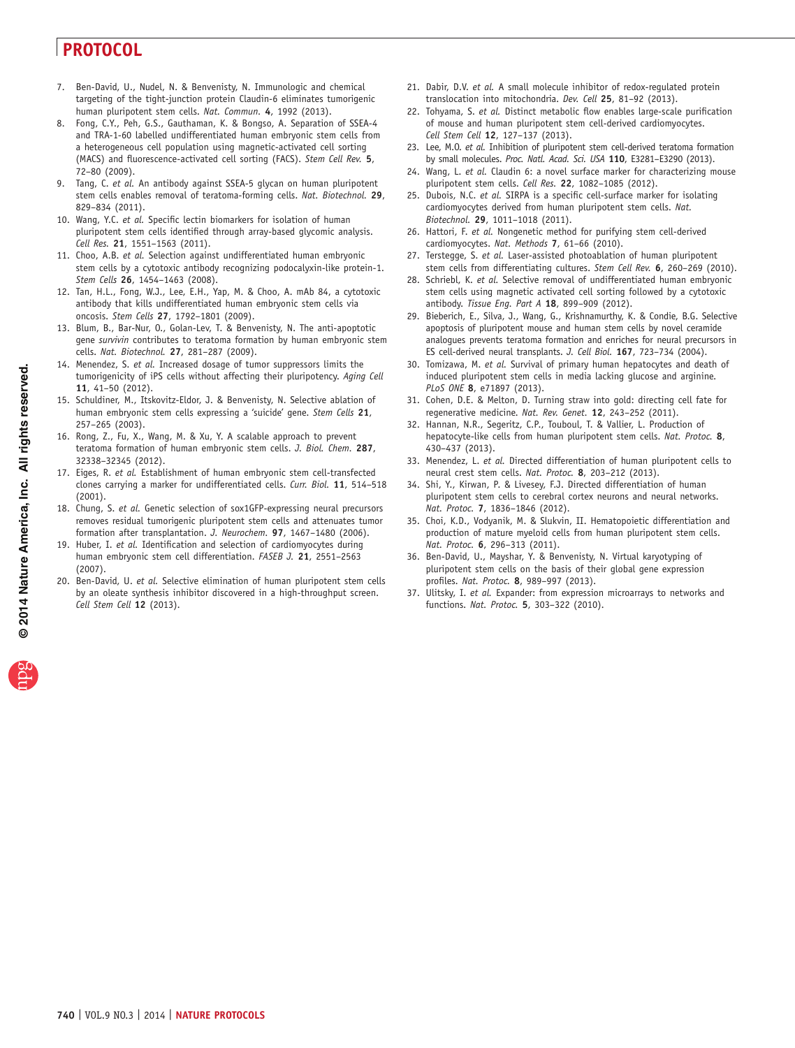7. Ben-David, U., Nudel, N. & Benvenisty, N. Immunologic and chemical targeting of the tight-junction protein Claudin-6 eliminates tumorigenic human pluripotent stem cells. *Nat. Commun.* **4**, 1992 (2013).
8. Fong, C.Y., Peh, G.S., Gauthaman, K. & Bongso, A. Separation of SSEA-4 and TRA-1-60 labelled undifferentiated human embryonic stem cells from a heterogeneous cell population using magnetic-activated cell sorting (MACS) and fluorescence-activated cell sorting (FACS). *Stem Cell Rev.* **5**, 72–80 (2009).
9. Tang, C. *et al.* An antibody against SSEA-5 glycan on human pluripotent stem cells enables removal of teratoma-forming cells. *Nat. Biotechnol.* **29**, 829–834 (2011).
10. Wang, Y.C. *et al.* Specific lectin biomarkers for isolation of human pluripotent stem cells identified through array-based glycomic analysis. *Cell Res.* **21**, 1551–1563 (2011).
11. Choo, A.B. *et al.* Selection against undifferentiated human embryonic stem cells by a cytotoxic antibody recognizing podocalyxin-like protein-1. *Stem Cells* **26**, 1454–1463 (2008).
12. Tan, H.L., Fong, W.J., Lee, E.H., Yap, M. & Choo, A. mAb 84, a cytotoxic antibody that kills undifferentiated human embryonic stem cells via oncosis. *Stem Cells* **27**, 1792–1801 (2009).
13. Blum, B., Bar-Nur, O., Golan-Lev, T. & Benvenisty, N. The anti-apoptotic gene *survivin* contributes to teratoma formation by human embryonic stem cells. *Nat. Biotechnol.* **27**, 281–287 (2009).
14. Menendez, S. *et al.* Increased dosage of tumor suppressors limits the tumorigenicity of iPS cells without affecting their pluripotency. *Aging Cell* **11**, 41–50 (2012).
15. Schuldiner, M., Itskovitz-Eldor, J. & Benvenisty, N. Selective ablation of human embryonic stem cells expressing a 'suicide' gene. *Stem Cells* **21**, 257–265 (2003).
16. Rong, Z., Fu, X., Wang, M. & Xu, Y. A scalable approach to prevent teratoma formation of human embryonic stem cells. *J. Biol. Chem.* **287**, 32338–32345 (2012).
17. Eiges, R. *et al.* Establishment of human embryonic stem cell-transfected clones carrying a marker for undifferentiated cells. *Curr. Biol.* **11**, 514–518 (2001).
18. Chung, S. *et al.* Genetic selection of sox1GFP-expressing neural precursors removes residual tumorigenic pluripotent stem cells and attenuates tumor formation after transplantation. *J. Neurochem.* **97**, 1467–1480 (2006).
19. Huber, I. *et al.* Identification and selection of cardiomyocytes during human embryonic stem cell differentiation. *FASEB J.* **21**, 2551–2563 (2007).
20. Ben-David, U. *et al.* Selective elimination of human pluripotent stem cells by an oleate synthesis inhibitor discovered in a high-throughput screen. *Cell Stem Cell* **12** (2013).
21. Dabir, D.V. *et al.* A small molecule inhibitor of redox-regulated protein translocation into mitochondria. *Dev. Cell* **25**, 81–92 (2013).
22. Tohyama, S. *et al.* Distinct metabolic flow enables large-scale purification of mouse and human pluripotent stem cell-derived cardiomyocytes. *Cell Stem Cell* **12**, 127–137 (2013).
23. Lee, M.O. *et al.* Inhibition of pluripotent stem cell-derived teratoma formation by small molecules. *Proc. Natl. Acad. Sci. USA* **110**, E3281–E3290 (2013).
24. Wang, L. *et al.* Claudin 6: a novel surface marker for characterizing mouse pluripotent stem cells. *Cell Res.* **22**, 1082–1085 (2012).
25. Dubois, N.C. *et al.* SIRPA is a specific cell-surface marker for isolating cardiomyocytes derived from human pluripotent stem cells. *Nat. Biotechnol.* **29**, 1011–1018 (2011).
26. Hattori, F. *et al.* Nongenetic method for purifying stem cell-derived cardiomyocytes. *Nat. Methods* **7**, 61–66 (2010).
27. Terstegge, S. *et al.* Laser-assisted photoablation of human pluripotent stem cells from differentiating cultures. *Stem Cell Rev.* **6**, 260–269 (2010).
28. Schriebl, K. *et al.* Selective removal of undifferentiated human embryonic stem cells using magnetic activated cell sorting followed by a cytotoxic antibody. *Tissue Eng. Part A* **18**, 899–909 (2012).
29. Bieberich, E., Silva, J., Wang, G., Krishnamurthy, K. & Condie, B.G. Selective apoptosis of pluripotent mouse and human stem cells by novel ceramide analogues prevents teratoma formation and enriches for neural precursors in ES cell-derived neural transplants. *J. Cell Biol.* **167**, 723–734 (2004).
30. Tomizawa, M. *et al.* Survival of primary human hepatocytes and death of induced pluripotent stem cells in media lacking glucose and arginine. *PLoS ONE* **8**, e71897 (2013).
31. Cohen, D.E. & Melton, D. Turning straw into gold: directing cell fate for regenerative medicine. *Nat. Rev. Genet.* **12**, 243–252 (2011).
32. Hannan, N.R., Segeritz, C.P., Touboul, T. & Vallier, L. Production of hepatocyte-like cells from human pluripotent stem cells. *Nat. Protoc.* **8**, 430–437 (2013).
33. Menendez, L. *et al.* Directed differentiation of human pluripotent cells to neural crest stem cells. *Nat. Protoc.* **8**, 203–212 (2013).
34. Shi, Y., Kirwan, P. & Livesey, F.J. Directed differentiation of human pluripotent stem cells to cerebral cortex neurons and neural networks. *Nat. Protoc.* **7**, 1836–1846 (2012).
35. Choi, K.D., Vodyanik, M. & Slukvin, II. Hematopoietic differentiation and production of mature myeloid cells from human pluripotent stem cells. *Nat. Protoc.* **6**, 296–313 (2011).
36. Ben-David, U., Mayshar, Y. & Benvenisty, N. Virtual karyotyping of pluripotent stem cells on the basis of their global gene expression profiles. *Nat. Protoc.* **8**, 989–997 (2013).
37. Ulitsky, I. *et al.* Expander: from expression microarrays to networks and functions. *Nat. Protoc.* **5**, 303–322 (2010).